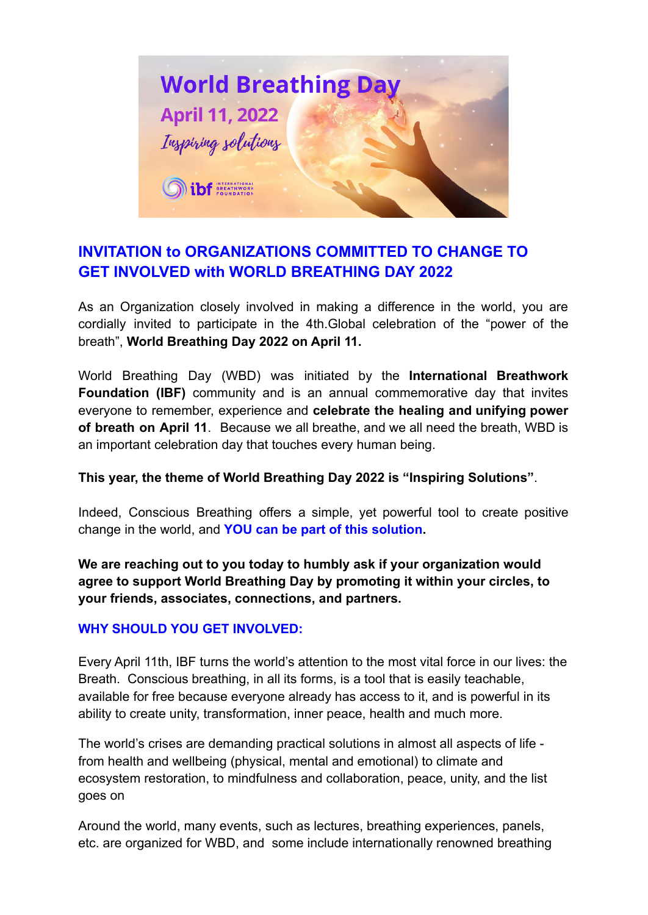World Breathing Day

April 11, 2022

*Inspiring solutions*

ibf INTERNATIONAL BREATHWORK FOUNDATION

## INVITATION to ORGANIZATIONS COMMITTED TO CHANGE TO GET INVOLVED with WORLD BREATHING DAY 2022

As an Organization closely involved in making a difference in the world, you are cordially invited to participate in the 4th.Global celebration of the "power of the breath", **World Breathing Day 2022 on April 11.**

World Breathing Day (WBD) was initiated by the **International Breathwork Foundation (IBF)** community and is an annual commemorative day that invites everyone to remember, experience and **celebrate the healing and unifying power of breath on April 11**. Because we all breathe, and we all need the breath, WBD is an important celebration day that touches every human being.

**This year, the theme of World Breathing Day 2022 is "Inspiring Solutions"**.

Indeed, Conscious Breathing offers a simple, yet powerful tool to create positive change in the world, and **YOU can be part of this solution.**

**We are reaching out to you today to humbly ask if your organization would agree to support World Breathing Day by promoting it within your circles, to your friends, associates, connections, and partners.**

### WHY SHOULD YOU GET INVOLVED:

Every April 11th, IBF turns the world's attention to the most vital force in our lives: the Breath. Conscious breathing, in all its forms, is a tool that is easily teachable, available for free because everyone already has access to it, and is powerful in its ability to create unity, transformation, inner peace, health and much more.

The world's crises are demanding practical solutions in almost all aspects of life - from health and wellbeing (physical, mental and emotional) to climate and ecosystem restoration, to mindfulness and collaboration, peace, unity, and the list goes on

Around the world, many events, such as lectures, breathing experiences, panels, etc. are organized for WBD, and some include internationally renowned breathing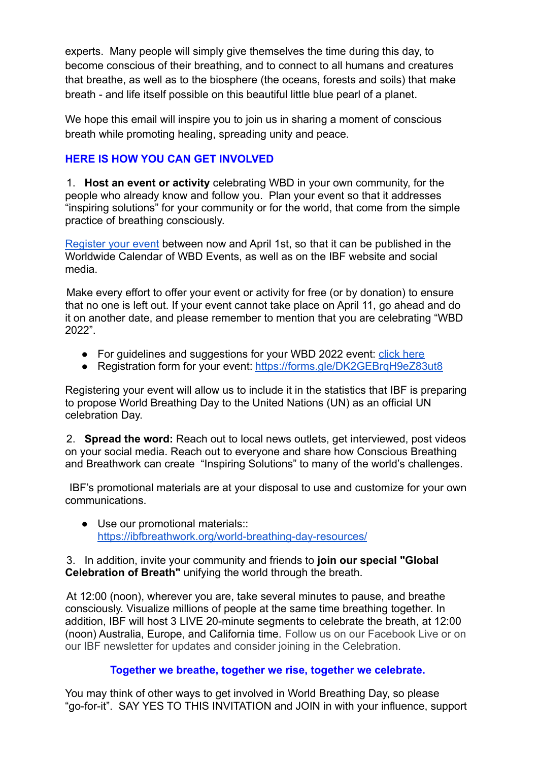experts. Many people will simply give themselves the time during this day, to become conscious of their breathing, and to connect to all humans and creatures that breathe, as well as to the biosphere (the oceans, forests and soils) that make breath - and life itself possible on this beautiful little blue pearl of a planet.

We hope this email will inspire you to join us in sharing a moment of conscious breath while promoting healing, spreading unity and peace.

## HERE IS HOW YOU CAN GET INVOLVED

1. **Host an event or activity** celebrating WBD in your own community, for the people who already know and follow you. Plan your event so that it addresses "inspiring solutions" for your community or for the world, that come from the simple practice of breathing consciously.

Register your event between now and April 1st, so that it can be published in the Worldwide Calendar of WBD Events, as well as on the IBF website and social media.

Make every effort to offer your event or activity for free (or by donation) to ensure that no one is left out. If your event cannot take place on April 11, go ahead and do it on another date, and please remember to mention that you are celebrating "WBD 2022".

- For guidelines and suggestions for your WBD 2022 event: click here
- Registration form for your event: https://forms.gle/DK2GEBrqH9eZ83ut8

Registering your event will allow us to include it in the statistics that IBF is preparing to propose World Breathing Day to the United Nations (UN) as an official UN celebration Day.

2. **Spread the word:** Reach out to local news outlets, get interviewed, post videos on your social media. Reach out to everyone and share how Conscious Breathing and Breathwork can create "Inspiring Solutions" to many of the world's challenges.

IBF's promotional materials are at your disposal to use and customize for your own communications.

- Use our promotional materials:: https://ibfbreathwork.org/world-breathing-day-resources/

3. In addition, invite your community and friends to **join our special "Global Celebration of Breath"** unifying the world through the breath.

At 12:00 (noon), wherever you are, take several minutes to pause, and breathe consciously. Visualize millions of people at the same time breathing together. In addition, IBF will host 3 LIVE 20-minute segments to celebrate the breath, at 12:00 (noon) Australia, Europe, and California time. Follow us on our Facebook Live or on our IBF newsletter for updates and consider joining in the Celebration.

**Together we breathe, together we rise, together we celebrate.**

You may think of other ways to get involved in World Breathing Day, so please "go-for-it". SAY YES TO THIS INVITATION and JOIN in with your influence, support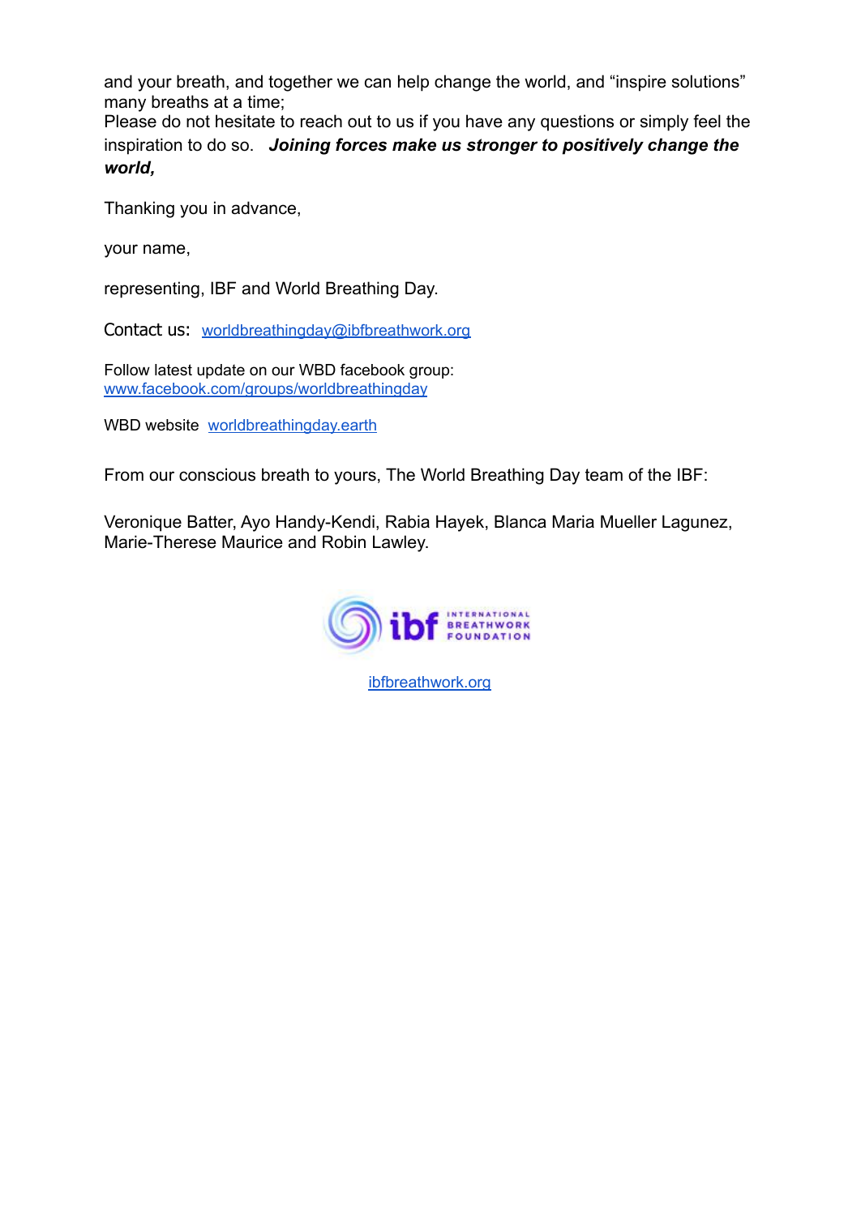and your breath, and together we can help change the world, and “inspire solutions” many breaths at a time;
Please do not hesitate to reach out to us if you have any questions or simply feel the inspiration to do so. ***Joining forces make us stronger to positively change the world,***

Thanking you in advance,

your name,

representing, IBF and World Breathing Day.

Contact us: [worldbreathingday@ibfbreathwork.org](mailto:worldbreathingday@ibfbreathwork.org)

Follow latest update on our WBD facebook group:
[www.facebook.com/groups/worldbreathingday](http://www.facebook.com/groups/worldbreathingday)

WBD website [worldbreathingday.earth](http://worldbreathingday.earth)

From our conscious breath to yours, The World Breathing Day team of the IBF:

Veronique Batter, Ayo Handy-Kendi, Rabia Hayek, Blanca Maria Mueller Lagunez, Marie-Therese Maurice and Robin Lawley.

ibf INTERNATIONAL BREATHWORK FOUNDATION

[ibfbreathwork.org](http://ibfbreathwork.org)